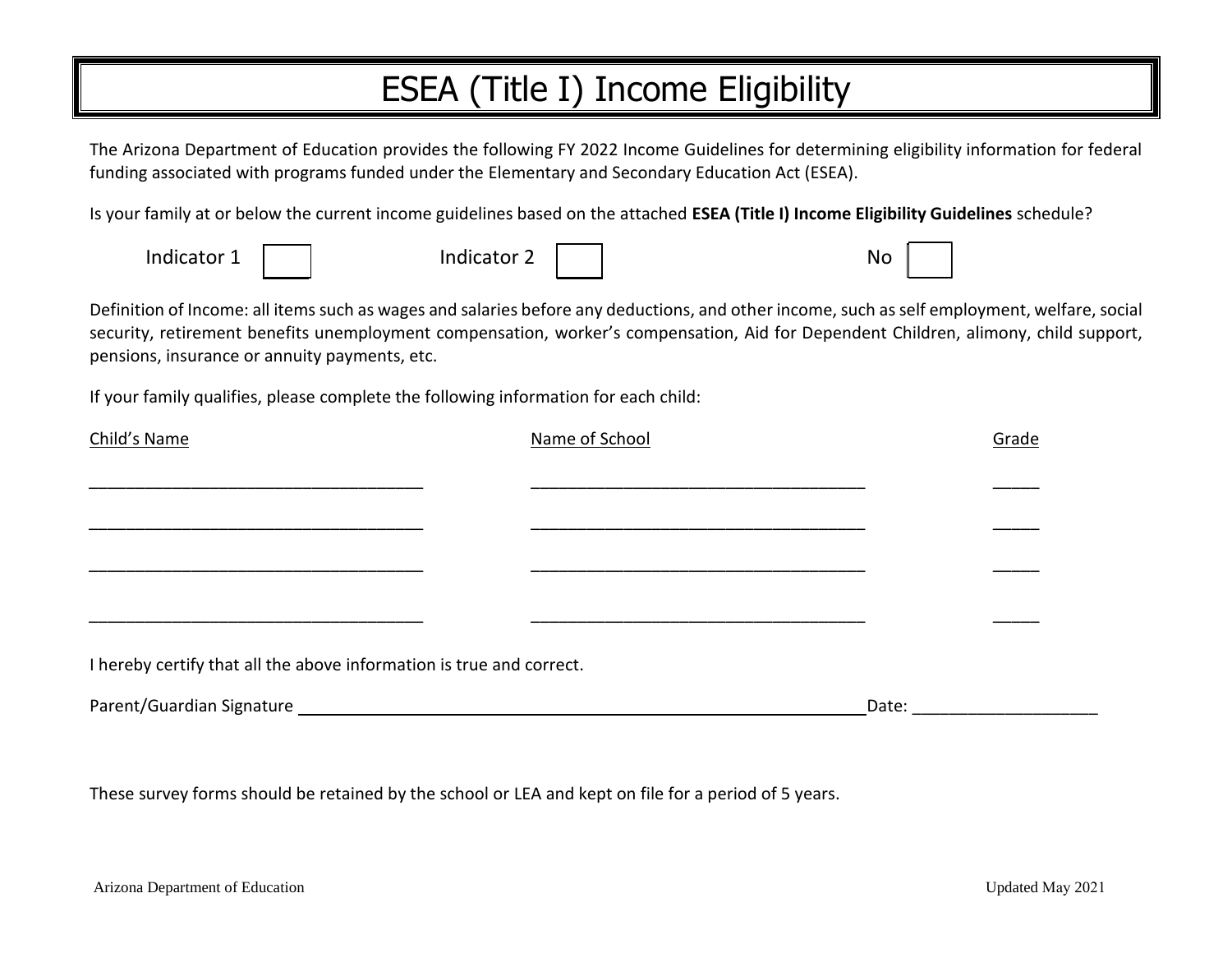# ESEA (Title I) Income Eligibility

The Arizona Department of Education provides the following FY 2022 Income Guidelines for determining eligibility information for federal funding associated with programs funded under the Elementary and Secondary Education Act (ESEA).

Is your family at or below the current income guidelines based on the attached **ESEA (Title I) Income Eligibility Guidelines** schedule?

Indicator 1 ☐ Indicator 2 ☐ No ☐

Definition of Income: all items such as wages and salaries before any deductions, and other income, such as self employment, welfare, social security, retirement benefits unemployment compensation, worker's compensation, Aid for Dependent Children, alimony, child support, pensions, insurance or annuity payments, etc.

If your family qualifies, please complete the following information for each child:

| Child's Name | Name of School | Grade |
|---|---|---|
| ____________________________________ | ____________________________________ | _____ |
| ____________________________________ | ____________________________________ | _____ |
| ____________________________________ | ____________________________________ | _____ |
| ____________________________________ | ____________________________________ | _____ |

I hereby certify that all the above information is true and correct.

Parent/Guardian Signature ____________________________________________ Date: ____________________

These survey forms should be retained by the school or LEA and kept on file for a period of 5 years.

Arizona Department of Education Updated May 2021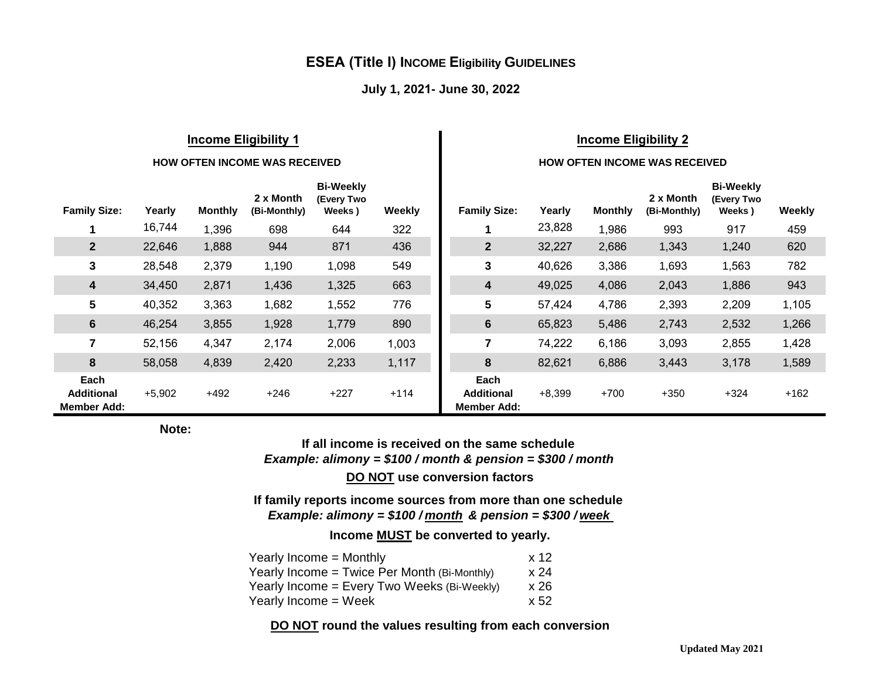# ESEA (Title I) INCOME Eligibility GUIDELINES

**July 1, 2021- June 30, 2022**

## Income Eligibility 1

**HOW OFTEN INCOME WAS RECEIVED**

| Family Size: | Yearly | Monthly | 2 x Month (Bi-Monthly) | Bi-Weekly (Every Two Weeks ) | Weekly |
|---|---|---|---|---|---|
| 1 | 16,744 | 1,396 | 698 | 644 | 322 |
| 2 | 22,646 | 1,888 | 944 | 871 | 436 |
| 3 | 28,548 | 2,379 | 1,190 | 1,098 | 549 |
| 4 | 34,450 | 2,871 | 1,436 | 1,325 | 663 |
| 5 | 40,352 | 3,363 | 1,682 | 1,552 | 776 |
| 6 | 46,254 | 3,855 | 1,928 | 1,779 | 890 |
| 7 | 52,156 | 4,347 | 2,174 | 2,006 | 1,003 |
| 8 | 58,058 | 4,839 | 2,420 | 2,233 | 1,117 |
| Each Additional Member Add: | +5,902 | +492 | +246 | +227 | +114 |

## Income Eligibility 2

**HOW OFTEN INCOME WAS RECEIVED**

| Family Size: | Yearly | Monthly | 2 x Month (Bi-Monthly) | Bi-Weekly (Every Two Weeks ) | Weekly |
|---|---|---|---|---|---|
| 1 | 23,828 | 1,986 | 993 | 917 | 459 |
| 2 | 32,227 | 2,686 | 1,343 | 1,240 | 620 |
| 3 | 40,626 | 3,386 | 1,693 | 1,563 | 782 |
| 4 | 49,025 | 4,086 | 2,043 | 1,886 | 943 |
| 5 | 57,424 | 4,786 | 2,393 | 2,209 | 1,105 |
| 6 | 65,823 | 5,486 | 2,743 | 2,532 | 1,266 |
| 7 | 74,222 | 6,186 | 3,093 | 2,855 | 1,428 |
| 8 | 82,621 | 6,886 | 3,443 | 3,178 | 1,589 |
| Each Additional Member Add: | +8,399 | +700 | +350 | +324 | +162 |

**Note:**

**If all income is received on the same schedule**
***Example: alimony = $100 / month & pension = $300 / month***
**DO NOT use conversion factors**

**If family reports income sources from more than one schedule**
***Example: alimony = $100 / month & pension = $300 / week***

**Income MUST be converted to yearly.**

| | |
|---|---|
| Yearly Income = Monthly | x 12 |
| Yearly Income = Twice Per Month (Bi-Monthly) | x 24 |
| Yearly Income = Every Two Weeks (Bi-Weekly) | x 26 |
| Yearly Income = Week | x 52 |

**DO NOT round the values resulting from each conversion**

**Updated May 2021**